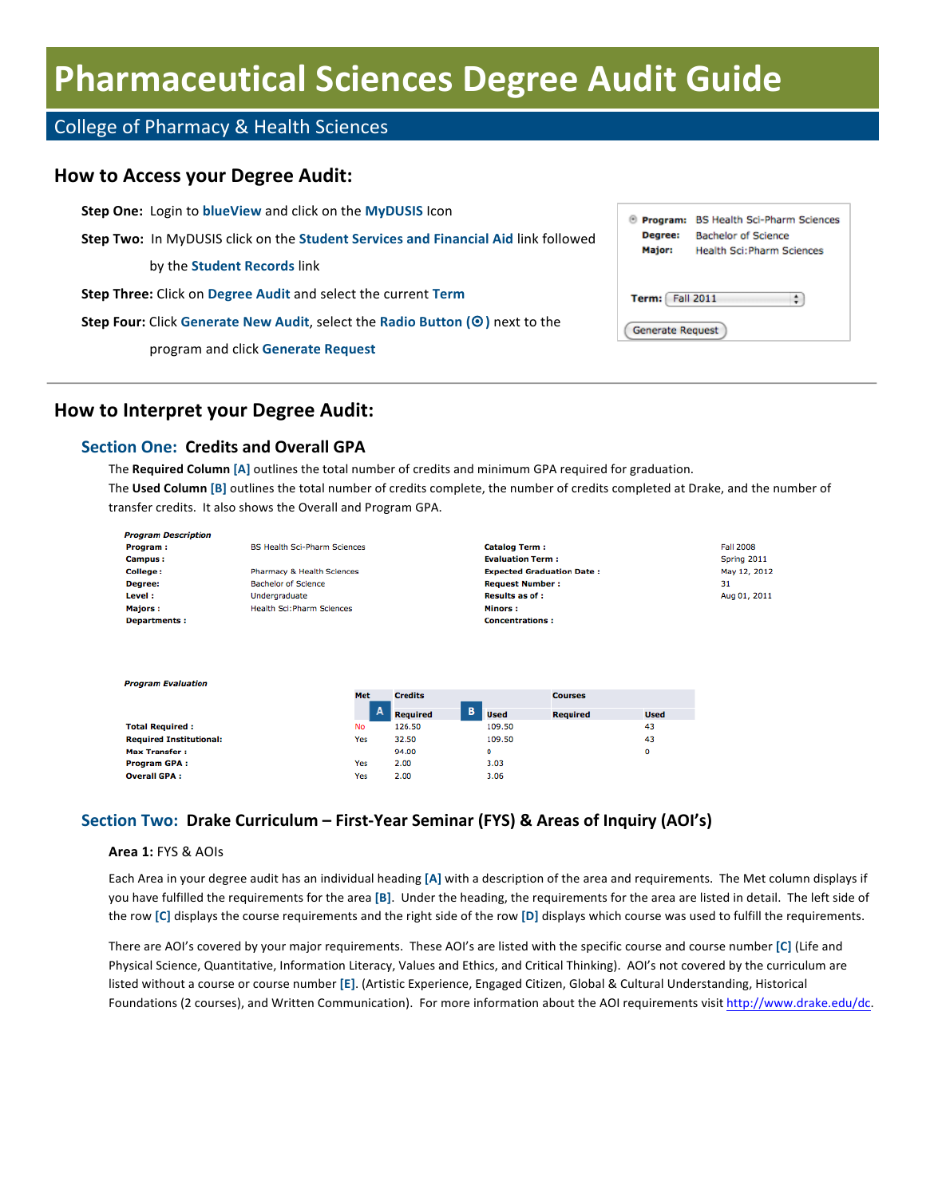# Pharmaceutical Sciences Degree Audit Guide

## College of Pharmacy & Health Sciences

### How to Access your Degree Audit:

**Step One:** Login to **blueView** and click on the **MyDUSIS** Icon

**Step Two:** In MyDUSIS click on the **Student Services and Financial Aid** link followed by the **Student Records** link

**Step Three:** Click on **Degree Audit** and select the current **Term**

**Step Four:** Click **Generate New Audit**, select the **Radio Button (⦿)** next to the program and click **Generate Request**

| | |
|---|---|
| ◉ **Program:** | BS Health Sci-Pharm Sciences |
| **Degree:** | Bachelor of Science |
| **Major:** | Health Sci:Pharm Sciences |
| **Term:** | Fall 2011 |

Generate Request

---

### How to Interpret your Degree Audit:

#### Section One: Credits and Overall GPA

The **Required Column [A]** outlines the total number of credits and minimum GPA required for graduation.
The **Used Column [B]** outlines the total number of credits complete, the number of credits completed at Drake, and the number of transfer credits. It also shows the Overall and Program GPA.

*Program Description*

| | | | |
|---|---|---|---|
| **Program :** | BS Health Sci-Pharm Sciences | **Catalog Term :** | Fall 2008 |
| **Campus :** | | **Evaluation Term :** | Spring 2011 |
| **College :** | Pharmacy & Health Sciences | **Expected Graduation Date :** | May 12, 2012 |
| **Degree:** | Bachelor of Science | **Request Number :** | 31 |
| **Level :** | Undergraduate | **Results as of :** | Aug 01, 2011 |
| **Majors :** | Health Sci:Pharm Sciences | **Minors :** | |
| **Departments :** | | **Concentrations :** | |

*Program Evaluation*

| | Met | Credits | | Courses | |
|---|---|---|---|---|---|
| | | A Required | B Used | Required | Used |
| **Total Required :** | No | 126.50 | 109.50 | | 43 |
| **Required Institutional:** | Yes | 32.50 | 109.50 | | 43 |
| **Max Transfer :** | | 94.00 | 0 | | 0 |
| **Program GPA :** | Yes | 2.00 | 3.03 | | |
| **Overall GPA :** | Yes | 2.00 | 3.06 | | |

#### Section Two: Drake Curriculum – First-Year Seminar (FYS) & Areas of Inquiry (AOI's)

**Area 1:** FYS & AOIs

Each Area in your degree audit has an individual heading **[A]** with a description of the area and requirements. The Met column displays if you have fulfilled the requirements for the area **[B]**. Under the heading, the requirements for the area are listed in detail. The left side of the row **[C]** displays the course requirements and the right side of the row **[D]** displays which course was used to fulfill the requirements.

There are AOI's covered by your major requirements. These AOI's are listed with the specific course and course number **[C]** (Life and Physical Science, Quantitative, Information Literacy, Values and Ethics, and Critical Thinking). AOI's not covered by the curriculum are listed without a course or course number **[E]**. (Artistic Experience, Engaged Citizen, Global & Cultural Understanding, Historical Foundations (2 courses), and Written Communication). For more information about the AOI requirements visit http://www.drake.edu/dc.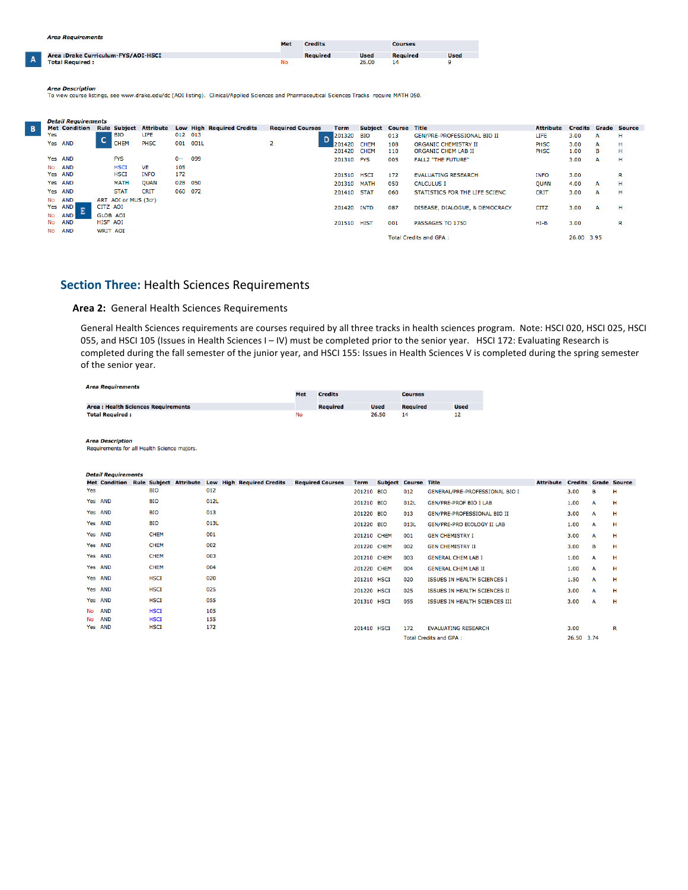*Area Requirements*

| | Met | Credits | | Courses | |
|---|---|---|---|---|---|
| | | Required | Used | Required | Used |
| **A** Area :Drake Curriculum-FYS/AOI-HSCI | | | | | |
| Total Required : | No | | 26.00 | 14 | 9 |

*Area Description*
To view course listings, see www.drake.edu/dc (AOI listing). Clinical/Applied Sciences and Pharmaceutical Sciences Tracks require MATH 050.

**B** *Detail Requirements*

| Met | Condition | Rule | Subject | Attribute | Low | High | Required Credits | Required Courses | Term | Subject | Course | Title | Attribute | Credits | Grade | Source |
|---|---|---|---|---|---|---|---|---|---|---|---|---|---|---|---|---|
| Yes | | | BIO | LIFE | 012 | 013 | | | 201320 | BIO | 013 | GEN/PRE-PROFESSIONAL BIO II | LIFE | 3.00 | A | H |
| Yes | AND | C | CHEM | PHSC | 001 | 001L | | 2 | 201420 | CHEM | 108 | ORGANIC CHEMISTRY II | PHSC | 3.00 | A | H |
| | | | | | | | | | 201420 | CHEM | 110 | ORGANIC CHEM LAB II | PHSC | 1.00 | B | H |
| Yes | AND | | FYS | | 0-- | 099 | | | 201310 | FYS | 005 | FALL2 "THE FUTURE" | | 3.00 | A | H |
| No | AND | | HSCI | VE | 105 | | | | | | | | | | | |
| Yes | AND | | HSCI | INFO | 172 | | | | 201510 | HSCI | 172 | EVALUATING RESEARCH | INFO | 3.00 | | R |
| Yes | AND | | MATH | QUAN | 028 | 050 | | | 201310 | MATH | 050 | CALCULUS I | QUAN | 4.00 | A | H |
| Yes | AND | | STAT | CRIT | 060 | 072 | | | 201410 | STAT | 060 | STATISTICS FOR THE LIFE SCIENC | CRIT | 3.00 | A | H |
| No | AND | | ART AOI or MUS (3cr) | | | | | | | | | | | | | |
| Yes | AND | E | CITZ AOI | | | | | | 201420 | INTD | 087 | DISEASE, DIALOGUE, & DEMOCRACY | CITZ | 3.00 | A | H |
| No | AND | | GLOB AOI | | | | | | | | | | | | | |
| No | AND | | HISF AOI | | | | | | 201510 | HIST | 001 | PASSAGES TO 1750 | HI-B | 3.00 | | R |
| No | AND | | WRIT AOI | | | | | | | | | | | | | |
| | | | | | | | | | | | | Total Credits and GPA : | | 26.00 | 3.95 | |

## Section Three: Health Sciences Requirements

### Area 2: General Health Sciences Requirements

General Health Sciences requirements are courses required by all three tracks in health sciences program. Note: HSCI 020, HSCI 025, HSCI 055, and HSCI 105 (Issues in Health Sciences I – IV) must be completed prior to the senior year. HSCI 172: Evaluating Research is completed during the fall semester of the junior year, and HSCI 155: Issues in Health Sciences V is completed during the spring semester of the senior year.

*Area Requirements*

| | Met | Credits | | Courses | |
|---|---|---|---|---|---|
| | | Required | Used | Required | Used |
| Area : Health Sciences Requirements | | | | | |
| Total Required : | No | | 26.50 | 14 | 12 |

*Area Description*
Requirements for all Health Science majors.

*Detail Requirements*

| Met | Condition | Rule | Subject | Attribute | Low | High | Required Credits | Required Courses | Term | Subject | Course | Title | Attribute | Credits | Grade | Source |
|---|---|---|---|---|---|---|---|---|---|---|---|---|---|---|---|---|
| Yes | | | BIO | | 012 | | | | 201210 | BIO | 012 | GENERAL/PRE-PROFESSIONAL BIO I | | 3.00 | B | H |
| Yes | AND | | BIO | | 012L | | | | 201210 | BIO | 012L | GEN/PRE-PROF BIO I LAB | | 1.00 | A | H |
| Yes | AND | | BIO | | 013 | | | | 201220 | BIO | 013 | GEN/PRE-PROFESSIONAL BIO II | | 3.00 | A | H |
| Yes | AND | | BIO | | 013L | | | | 201220 | BIO | 013L | GEN/PRE-PRO BIOLOGY II LAB | | 1.00 | A | H |
| Yes | AND | | CHEM | | 001 | | | | 201210 | CHEM | 001 | GEN CHEMISTRY I | | 3.00 | A | H |
| Yes | AND | | CHEM | | 002 | | | | 201220 | CHEM | 002 | GEN CHEMISTRY II | | 3.00 | B | H |
| Yes | AND | | CHEM | | 003 | | | | 201210 | CHEM | 003 | GENERAL CHEM LAB I | | 1.00 | A | H |
| Yes | AND | | CHEM | | 004 | | | | 201220 | CHEM | 004 | GENERAL CHEM LAB II | | 1.00 | A | H |
| Yes | AND | | HSCI | | 020 | | | | 201210 | HSCI | 020 | ISSUES IN HEALTH SCIENCES I | | 1.50 | A | H |
| Yes | AND | | HSCI | | 025 | | | | 201220 | HSCI | 025 | ISSUES IN HEALTH SCIENCES II | | 3.00 | A | H |
| Yes | AND | | HSCI | | 055 | | | | 201310 | HSCI | 055 | ISSUES IN HEALTH SCIENCES III | | 3.00 | A | H |
| No | AND | | HSCI | | 105 | | | | | | | | | | | |
| No | AND | | HSCI | | 155 | | | | | | | | | | | |
| Yes | AND | | HSCI | | 172 | | | | 201410 | HSCI | 172 | EVALUATING RESEARCH | | 3.00 | | R |
| | | | | | | | | | | | | Total Credits and GPA : | | 26.50 | 3.74 | |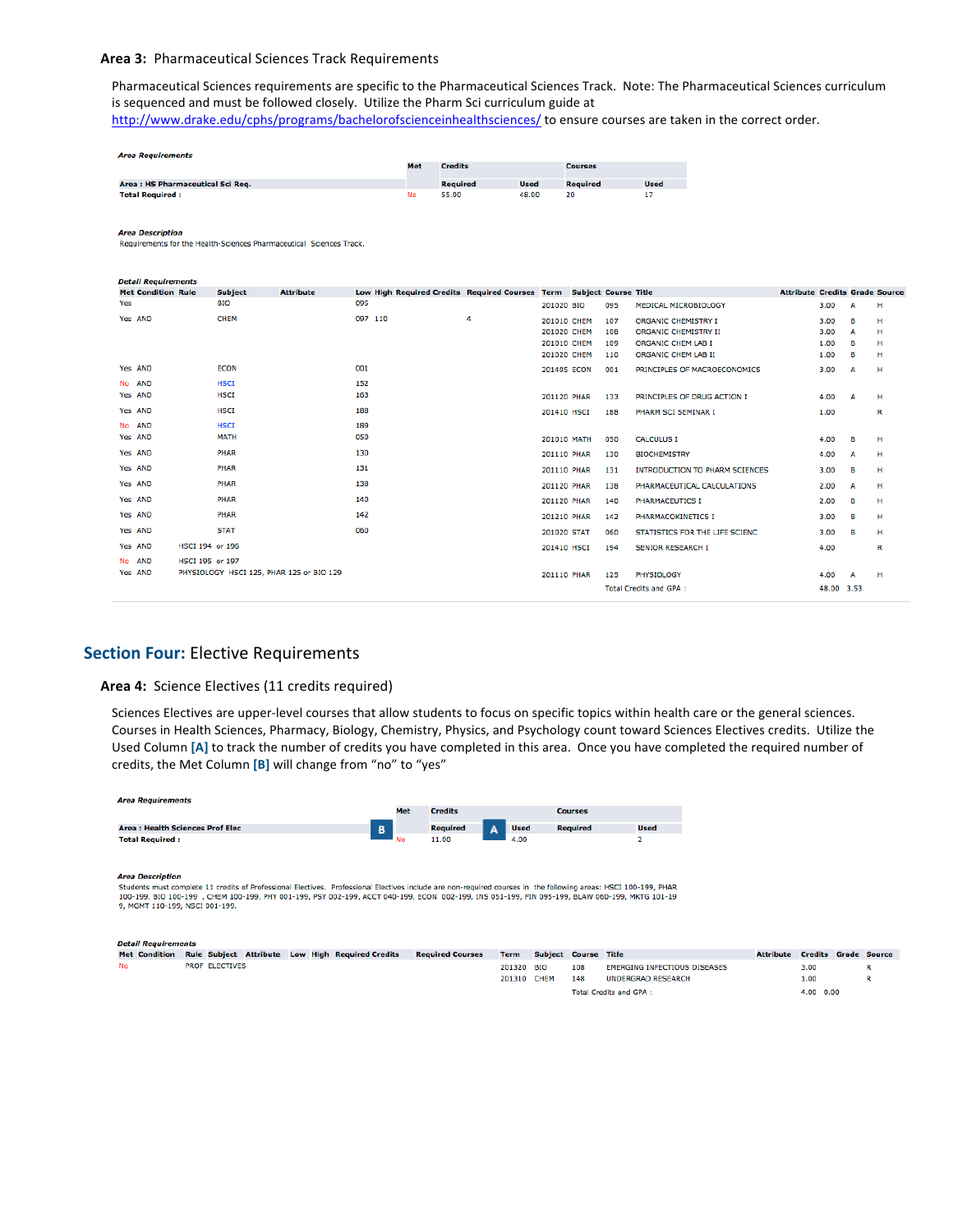### Area 3: Pharmaceutical Sciences Track Requirements

Pharmaceutical Sciences requirements are specific to the Pharmaceutical Sciences Track. Note: The Pharmaceutical Sciences curriculum is sequenced and must be followed closely. Utilize the Pharm Sci curriculum guide at http://www.drake.edu/cphs/programs/bachelorofscienceinhealthsciences/ to ensure courses are taken in the correct order.

***Area Requirements***

| | Met | Credits | | Courses | |
|---|---|---|---|---|---|
| **Area : HS Pharmaceutical Sci Req.** | | **Required** | **Used** | **Required** | **Used** |
| **Total Required :** | No | 55.00 | 48.00 | 20 | 17 |

***Area Description***

Requirements for the Health-Sciences Pharmaceutical Sciences Track.

***Detail Requirements***

| Met | Condition | Rule | Subject | Attribute | Low | High | Required Credits | Required Courses | Term | Subject | Course | Title | Attribute | Credits | Grade | Source |
|---|---|---|---|---|---|---|---|---|---|---|---|---|---|---|---|---|
| Yes | | | BIO | | 095 | | | | 201020 | BIO | 095 | MEDICAL MICROBIOLOGY | | 3.00 | A | H |
| Yes | AND | | CHEM | | 097 | 110 | | 4 | 201010 | CHEM | 107 | ORGANIC CHEMISTRY I | | 3.00 | B | H |
| | | | | | | | | | 201020 | CHEM | 108 | ORGANIC CHEMISTRY II | | 3.00 | A | H |
| | | | | | | | | | 201010 | CHEM | 109 | ORGANIC CHEM LAB I | | 1.00 | B | H |
| | | | | | | | | | 201020 | CHEM | 110 | ORGANIC CHEM LAB II | | 1.00 | B | H |
| Yes | AND | | ECON | | 001 | | | | 201405 | ECON | 001 | PRINCIPLES OF MACROECONOMICS | | 3.00 | A | H |
| No | AND | | HSCI | | 152 | | | | | | | | | | | |
| Yes | AND | | HSCI | | 163 | | | | 201120 | PHAR | 133 | PRINCIPLES OF DRUG ACTION I | | 4.00 | A | H |
| Yes | AND | | HSCI | | 188 | | | | 201410 | HSCI | 188 | PHARM SCI SEMINAR I | | 1.00 | | R |
| No | AND | | HSCI | | 189 | | | | | | | | | | | |
| Yes | AND | | MATH | | 050 | | | | 201010 | MATH | 050 | CALCULUS I | | 4.00 | B | H |
| Yes | AND | | PHAR | | 130 | | | | 201110 | PHAR | 130 | BIOCHEMISTRY | | 4.00 | A | H |
| Yes | AND | | PHAR | | 131 | | | | 201110 | PHAR | 131 | INTRODUCTION TO PHARM SCIENCES | | 3.00 | B | H |
| Yes | AND | | PHAR | | 138 | | | | 201120 | PHAR | 138 | PHARMACEUTICAL CALCULATIONS | | 2.00 | A | H |
| Yes | AND | | PHAR | | 140 | | | | 201120 | PHAR | 140 | PHARMACEUTICS I | | 2.00 | B | H |
| Yes | AND | | PHAR | | 142 | | | | 201210 | PHAR | 142 | PHARMACOKINETICS I | | 3.00 | B | H |
| Yes | AND | | STAT | | 060 | | | | 201020 | STAT | 060 | STATISTICS FOR THE LIFE SCIENC | | 3.00 | B | H |
| Yes | AND | HSCI 194 or 196 | | | | | | | 201410 | HSCI | 194 | SENIOR RESEARCH I | | 4.00 | | R |
| No | AND | HSCI 195 or 197 | | | | | | | | | | | | | | |
| Yes | AND | PHYSIOLOGY HSCI 125, PHAR 125 or BIO 129 | | | | | | | 201110 | PHAR | 125 | PHYSIOLOGY | | 4.00 | A | H |
| | | | | | | | | | | | | Total Credits and GPA : | | 48.00 | 3.53 | |

## Section Four: Elective Requirements

### Area 4: Science Electives (11 credits required)

Sciences Electives are upper-level courses that allow students to focus on specific topics within health care or the general sciences. Courses in Health Sciences, Pharmacy, Biology, Chemistry, Physics, and Psychology count toward Sciences Electives credits. Utilize the Used Column **[A]** to track the number of credits you have completed in this area. Once you have completed the required number of credits, the Met Column **[B]** will change from "no" to "yes"

***Area Requirements***

| | Met | Credits | | Courses | |
|---|---|---|---|---|---|
| **Area : Health Sciences Prof Elec** | **B** | **Required** | **A** **Used** | **Required** | **Used** |
| **Total Required :** | No | 11.00 | 4.00 | | 2 |

***Area Description***

Students must complete 11 credits of Professional Electives. Professional Electives include are non-required courses in the following areas: HSCI 100-199, PHAR 100-199, BIO 100-199 , CHEM 100-199, PHY 001-199, PSY 002-199, ACCT 040-199, ECON 002-199, INS 051-199, FIN 095-199, BLAW 060-199, MKTG 101-199, MGMT 110-199, NSCI 001-199.

***Detail Requirements***

| Met | Condition | Rule | Subject | Attribute | Low | High | Required Credits | Required Courses | Term | Subject | Course | Title | Attribute | Credits | Grade | Source |
|---|---|---|---|---|---|---|---|---|---|---|---|---|---|---|---|---|
| No | | PROF ELECTIVES | | | | | | | 201320 | BIO | 108 | EMERGING INFECTIOUS DISEASES | | 3.00 | | R |
| | | | | | | | | | 201310 | CHEM | 148 | UNDERGRAD RESEARCH | | 1.00 | | R |
| | | | | | | | | | | | | Total Credits and GPA : | | 4.00 | 0.00 | |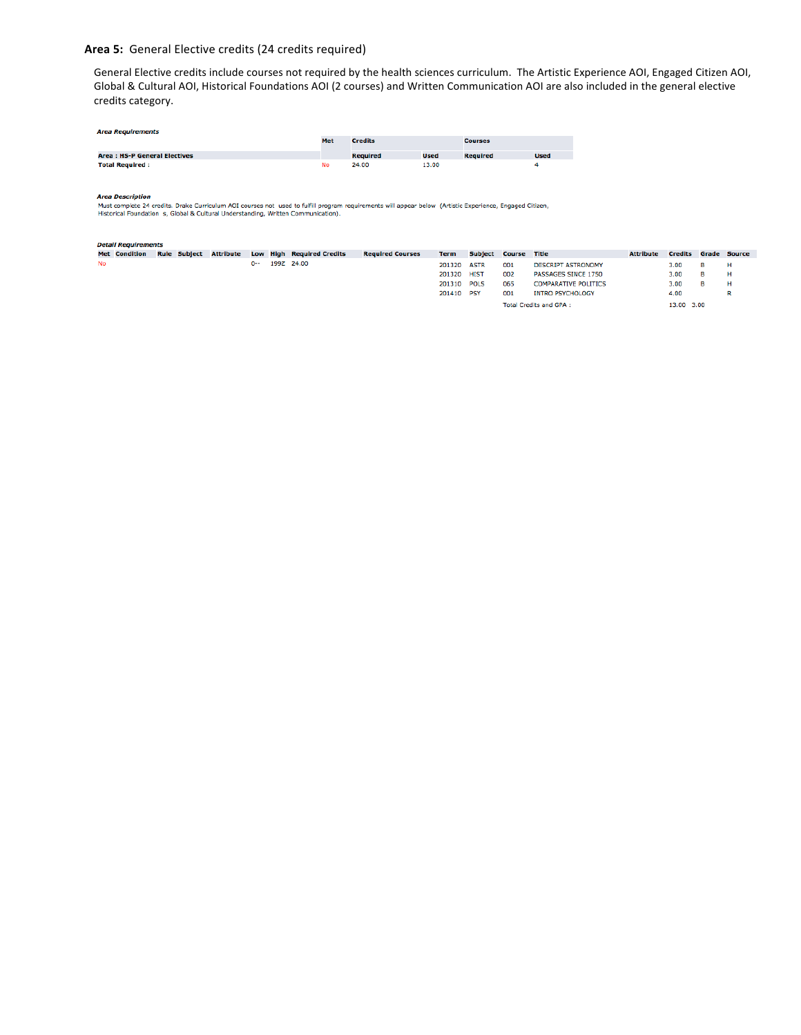**Area 5:** General Elective credits (24 credits required)

General Elective credits include courses not required by the health sciences curriculum. The Artistic Experience AOI, Engaged Citizen AOI, Global & Cultural AOI, Historical Foundations AOI (2 courses) and Written Communication AOI are also included in the general elective credits category.

***Area Requirements***

| | Met | Credits | | Courses | |
|---|---|---|---|---|---|
| **Area : HS-P General Electives** | | **Required** | **Used** | **Required** | **Used** |
| **Total Required :** | No | 24.00 | 13.00 | | 4 |

***Area Description***

Must complete 24 credits. Drake Curriculum AOI courses not used to fulfill program requirements will appear below (Artistic Experience, Engaged Citizen, Historical Foundation s, Global & Cultural Understanding, Written Communication).

***Detail Requirements***

| Met | Condition | Rule | Subject | Attribute | Low | High | Required Credits | Required Courses | Term | Subject | Course | Title | Attribute | Credits | Grade | Source |
|---|---|---|---|---|---|---|---|---|---|---|---|---|---|---|---|---|
| No | | | | | 0-- | 199Z | 24.00 | | 201320 | ASTR | 001 | DESCRIPT ASTRONOMY | | 3.00 | B | H |
| | | | | | | | | | 201320 | HIST | 002 | PASSAGES SINCE 1750 | | 3.00 | B | H |
| | | | | | | | | | 201310 | POLS | 065 | COMPARATIVE POLITICS | | 3.00 | B | H |
| | | | | | | | | | 201410 | PSY | 001 | INTRO PSYCHOLOGY | | 4.00 | | R |
| | | | | | | | | | | | | Total Credits and GPA : | | 13.00 | 3.00 | |